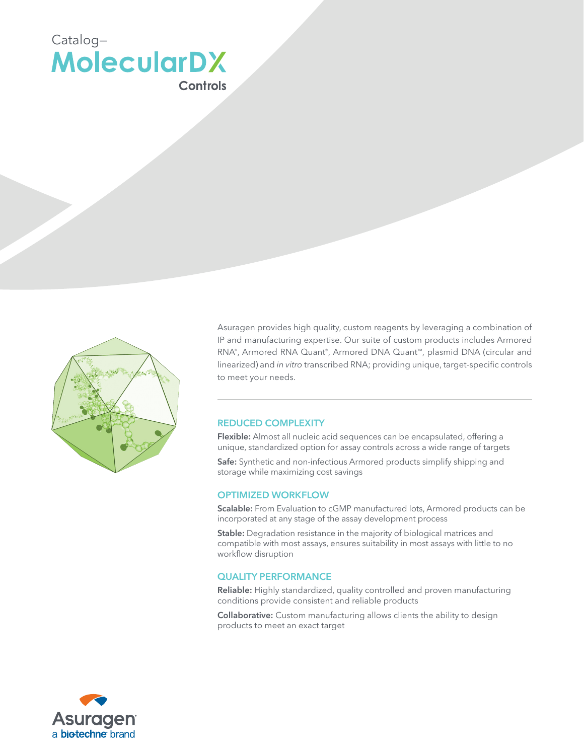Catalog–

# MolecularDX Controls

Asuragen provides high quality, custom reagents by leveraging a combination of IP and manufacturing expertise. Our suite of custom products includes Armored RNA®, Armored RNA Quant®, Armored DNA Quant™, plasmid DNA (circular and linearized) and *in vitro* transcribed RNA; providing unique, target-specific controls to meet your needs.

## REDUCED COMPLEXITY

**Flexible:** Almost all nucleic acid sequences can be encapsulated, offering a unique, standardized option for assay controls across a wide range of targets

**Safe:** Synthetic and non-infectious Armored products simplify shipping and storage while maximizing cost savings

## OPTIMIZED WORKFLOW

**Scalable:** From Evaluation to cGMP manufactured lots, Armored products can be incorporated at any stage of the assay development process

**Stable:** Degradation resistance in the majority of biological matrices and compatible with most assays, ensures suitability in most assays with little to no workflow disruption

## QUALITY PERFORMANCE

**Reliable:** Highly standardized, quality controlled and proven manufacturing conditions provide consistent and reliable products

**Collaborative:** Custom manufacturing allows clients the ability to design products to meet an exact target

Asuragen
a bio-techne brand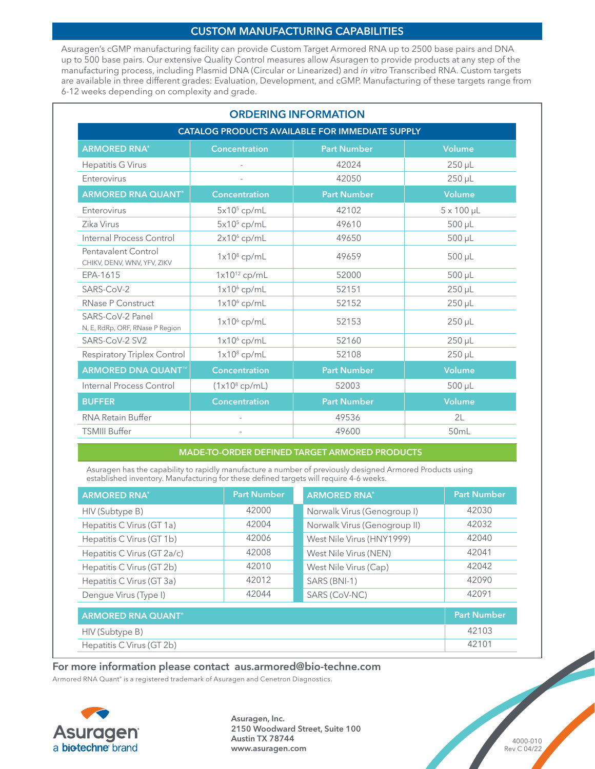## CUSTOM MANUFACTURING CAPABILITIES

Asuragen's cGMP manufacturing facility can provide Custom Target Armored RNA up to 2500 base pairs and DNA up to 500 base pairs. Our extensive Quality Control measures allow Asuragen to provide products at any step of the manufacturing process, including Plasmid DNA (Circular or Linearized) and *in vitro* Transcribed RNA. Custom targets are available in three different grades: Evaluation, Development, and cGMP. Manufacturing of these targets range from 6-12 weeks depending on complexity and grade.

## ORDERING INFORMATION

### CATALOG PRODUCTS AVAILABLE FOR IMMEDIATE SUPPLY

| ARMORED RNA® | Concentration | Part Number | Volume |
|---|---|---|---|
| Hepatitis G Virus | - | 42024 | 250 µL |
| Enterovirus | - | 42050 | 250 µL |
| **ARMORED RNA QUANT®** | **Concentration** | **Part Number** | **Volume** |
| Enterovirus | $5x10^5$ cp/mL | 42102 | 5 x 100 µL |
| Zika Virus | $5x10^5$ cp/mL | 49610 | 500 µL |
| Internal Process Control | $2x10^6$ cp/mL | 49650 | 500 µL |
| Pentavalent Control CHIKV, DENV, WNV, YFV, ZIKV | $1x10^8$ cp/mL | 49659 | 500 µL |
| EPA-1615 | $1x10^{12}$ cp/mL | 52000 | 500 µL |
| SARS-CoV-2 | $1x10^6$ cp/mL | 52151 | 250 µL |
| RNase P Construct | $1x10^6$ cp/mL | 52152 | 250 µL |
| SARS-CoV-2 Panel N, E, RdRp, ORF, RNase P Region | $1x10^6$ cp/mL | 52153 | 250 µL |
| SARS-CoV-2 SV2 | $1x10^6$ cp/mL | 52160 | 250 µL |
| Respiratory Triplex Control | $1x10^8$ cp/mL | 52108 | 250 µL |
| **ARMORED DNA QUANT™** | **Concentration** | **Part Number** | **Volume** |
| Internal Process Control | ($1x10^8$ cp/mL) | 52003 | 500 µL |
| **BUFFER** | **Concentration** | **Part Number** | **Volume** |
| RNA Retain Buffer | - | 49536 | 2L |
| TSMIII Buffer | - | 49600 | 50mL |

### MADE-TO-ORDER DEFINED TARGET ARMORED PRODUCTS

Asuragen has the capability to rapidly manufacture a number of previously designed Armored Products using established inventory. Manufacturing for these defined targets will require 4-6 weeks.

| ARMORED RNA® | Part Number | ARMORED RNA® | Part Number |
|---|---|---|---|
| HIV (Subtype B) | 42000 | Norwalk Virus (Genogroup I) | 42030 |
| Hepatitis C Virus (GT 1a) | 42004 | Norwalk Virus (Genogroup II) | 42032 |
| Hepatitis C Virus (GT 1b) | 42006 | West Nile Virus (HNY1999) | 42040 |
| Hepatitis C Virus (GT 2a/c) | 42008 | West Nile Virus (NEN) | 42041 |
| Hepatitis C Virus (GT 2b) | 42010 | West Nile Virus (Cap) | 42042 |
| Hepatitis C Virus (GT 3a) | 42012 | SARS (BNI-1) | 42090 |
| Dengue Virus (Type I) | 42044 | SARS (CoV-NC) | 42091 |

| ARMORED RNA QUANT® | Part Number |
|---|---|
| HIV (Subtype B) | 42103 |
| Hepatitis C Virus (GT 2b) | 42101 |

**For more information please contact aus.armored@bio-techne.com**

Armored RNA Quant® is a registered trademark of Asuragen and Cenetron Diagnostics.

Asuragen a bio-techne brand

**Asuragen, Inc.**
**2150 Woodward Street, Suite 100**
**Austin TX 78744**
**www.asuragen.com**

4000-010
Rev C 04/22